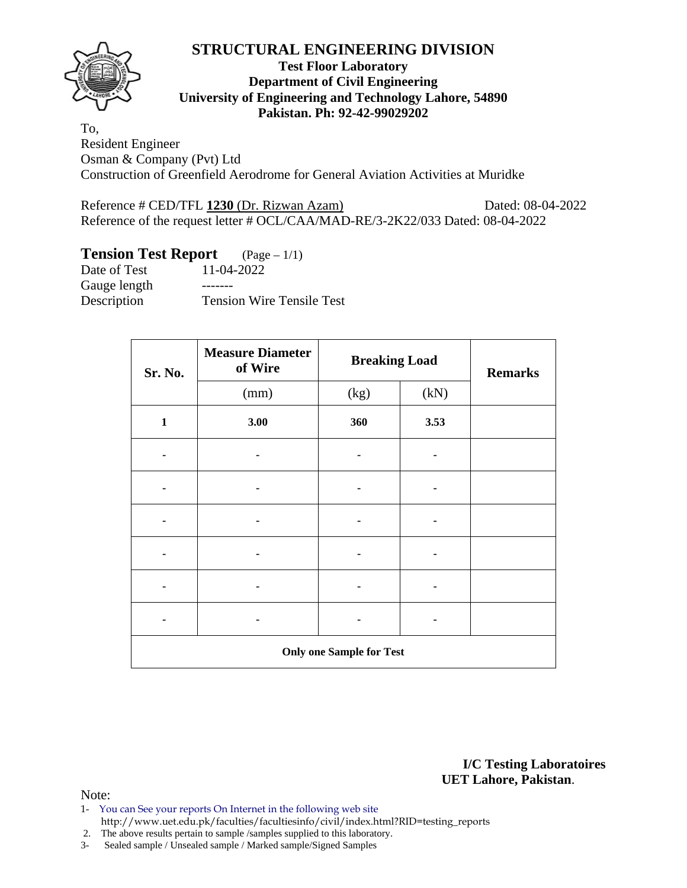# STRUCTURAL ENGINEERING DIVISION

**Test Floor Laboratory**
**Department of Civil Engineering**
**University of Engineering and Technology Lahore, 54890**
**Pakistan. Ph: 92-42-99029202**

To,
Resident Engineer
Osman & Company (Pvt) Ltd
Construction of Greenfield Aerodrome for General Aviation Activities at Muridke

Reference # CED/TFL **1230** (Dr. Rizwan Azam) Dated: 08-04-2022
Reference of the request letter # OCL/CAA/MAD-RE/3-2K22/033 Dated: 08-04-2022

## Tension Test Report (Page – 1/1)

Date of Test 11-04-2022
Gauge length -------
Description Tension Wire Tensile Test

| Sr. No. | Measure Diameter of Wire | Breaking Load | | Remarks |
|---|---|---|---|---|
| | (mm) | (kg) | (kN) | |
| **1** | **3.00** | **360** | **3.53** | |
| - | - | - | - | |
| - | - | - | - | |
| - | - | - | - | |
| - | - | - | - | |
| - | - | - | - | |
| - | - | - | - | |
| **Only one Sample for Test** | | | | |

**I/C Testing Laboratoires**
**UET Lahore, Pakistan**.

Note:
1- You can See your reports On Internet in the following web site
http://www.uet.edu.pk/faculties/facultiesinfo/civil/index.html?RID=testing_reports
2. The above results pertain to sample /samples supplied to this laboratory.
3- Sealed sample / Unsealed sample / Marked sample/Signed Samples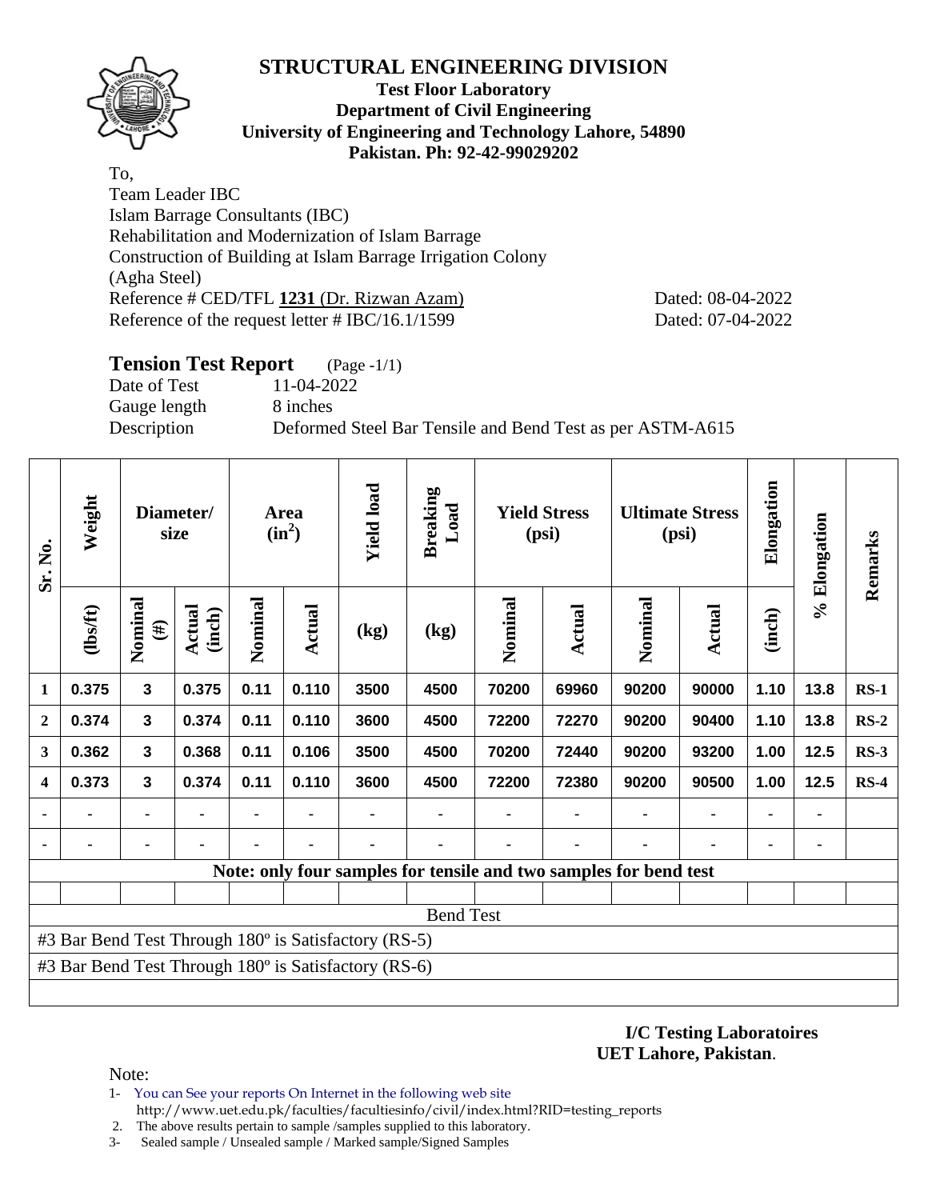# STRUCTURAL ENGINEERING DIVISION

**Test Floor Laboratory**
**Department of Civil Engineering**
**University of Engineering and Technology Lahore, 54890**
**Pakistan. Ph: 92-42-99029202**

To,
Team Leader IBC
Islam Barrage Consultants (IBC)
Rehabilitation and Modernization of Islam Barrage
Construction of Building at Islam Barrage Irrigation Colony
(Agha Steel)
Reference # CED/TFL **1231** (Dr. Rizwan Azam) Dated: 08-04-2022
Reference of the request letter # IBC/16.1/1599 Dated: 07-04-2022

## Tension Test Report (Page -1/1)

Date of Test 11-04-2022
Gauge length 8 inches
Description Deformed Steel Bar Tensile and Bend Test as per ASTM-A615

| Sr. No. | Weight | Diameter/ size | | Area ($in^2$) | | Yield load | Breaking Load | Yield Stress (psi) | | Ultimate Stress (psi) | | Elongation | % Elongation | Remarks |
|---|---|---|---|---|---|---|---|---|---|---|---|---|---|---|
| | (lbs/ft) | Nominal (#) | Actual (inch) | Nominal | Actual | (kg) | (kg) | Nominal | Actual | Nominal | Actual | (inch) | | |
| 1 | 0.375 | 3 | 0.375 | 0.11 | 0.110 | 3500 | 4500 | 70200 | 69960 | 90200 | 90000 | 1.10 | 13.8 | RS-1 |
| 2 | 0.374 | 3 | 0.374 | 0.11 | 0.110 | 3600 | 4500 | 72200 | 72270 | 90200 | 90400 | 1.10 | 13.8 | RS-2 |
| 3 | 0.362 | 3 | 0.368 | 0.11 | 0.106 | 3500 | 4500 | 70200 | 72440 | 90200 | 93200 | 1.00 | 12.5 | RS-3 |
| 4 | 0.373 | 3 | 0.374 | 0.11 | 0.110 | 3600 | 4500 | 72200 | 72380 | 90200 | 90500 | 1.00 | 12.5 | RS-4 |
| - | - | - | - | - | - | - | - | - | - | - | - | - | - | |
| - | - | - | - | - | - | - | - | - | - | - | - | - | - | |

Note: only four samples for tensile and two samples for bend test

**Bend Test**

#3 Bar Bend Test Through 180º is Satisfactory (RS-5)

#3 Bar Bend Test Through 180º is Satisfactory (RS-6)

**I/C Testing Laboratoires**
**UET Lahore, Pakistan**.

Note:

1- You can See your reports On Internet in the following web site
http://www.uet.edu.pk/faculties/facultiesinfo/civil/index.html?RID=testing_reports
2. The above results pertain to sample /samples supplied to this laboratory.
3- Sealed sample / Unsealed sample / Marked sample/Signed Samples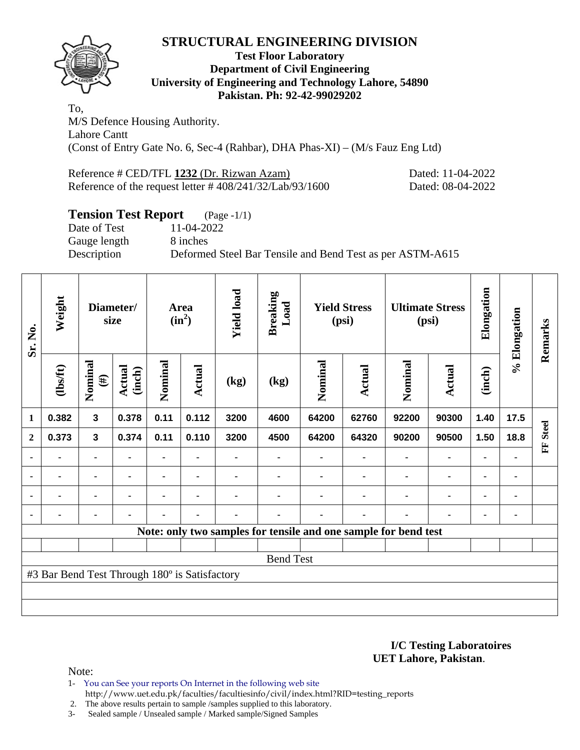# STRUCTURAL ENGINEERING DIVISION

**Test Floor Laboratory**
**Department of Civil Engineering**
**University of Engineering and Technology Lahore, 54890**
**Pakistan. Ph: 92-42-99029202**

To,
M/S Defence Housing Authority.
Lahore Cantt
(Const of Entry Gate No. 6, Sec-4 (Rahbar), DHA Phas-XI) – (M/s Fauz Eng Ltd)

Reference # CED/TFL **1232** (Dr. Rizwan Azam) Dated: 11-04-2022
Reference of the request letter # 408/241/32/Lab/93/1600 Dated: 08-04-2022

## Tension Test Report (Page -1/1)

Date of Test 11-04-2022
Gauge length 8 inches
Description Deformed Steel Bar Tensile and Bend Test as per ASTM-A615

| Sr. No. | Weight | Diameter/ size | | Area ($in^2$) | | Yield load | Breaking Load | Yield Stress (psi) | | Ultimate Stress (psi) | | Elongation | % Elongation | Remarks |
|---|---|---|---|---|---|---|---|---|---|---|---|---|---|---|
| | (lbs/ft) | Nominal (#) | Actual (inch) | Nominal | Actual | (kg) | (kg) | Nominal | Actual | Nominal | Actual | (inch) | | |
| 1 | 0.382 | 3 | 0.378 | 0.11 | 0.112 | 3200 | 4600 | 64200 | 62760 | 92200 | 90300 | 1.40 | 17.5 | FF Steel |
| 2 | 0.373 | 3 | 0.374 | 0.11 | 0.110 | 3200 | 4500 | 64200 | 64320 | 90200 | 90500 | 1.50 | 18.8 | |
| - | - | - | - | - | - | - | - | - | - | - | - | - | - | |
| - | - | - | - | - | - | - | - | - | - | - | - | - | - | |
| - | - | - | - | - | - | - | - | - | - | - | - | - | - | |
| - | - | - | - | - | - | - | - | - | - | - | - | - | - | |

**Note: only two samples for tensile and one sample for bend test**

Bend Test

#3 Bar Bend Test Through 180º is Satisfactory

**I/C Testing Laboratoires**
**UET Lahore, Pakistan**.

Note:

1- You can See your reports On Internet in the following web site
http://www.uet.edu.pk/faculties/facultiesinfo/civil/index.html?RID=testing_reports
2. The above results pertain to sample /samples supplied to this laboratory.
3- Sealed sample / Unsealed sample / Marked sample/Signed Samples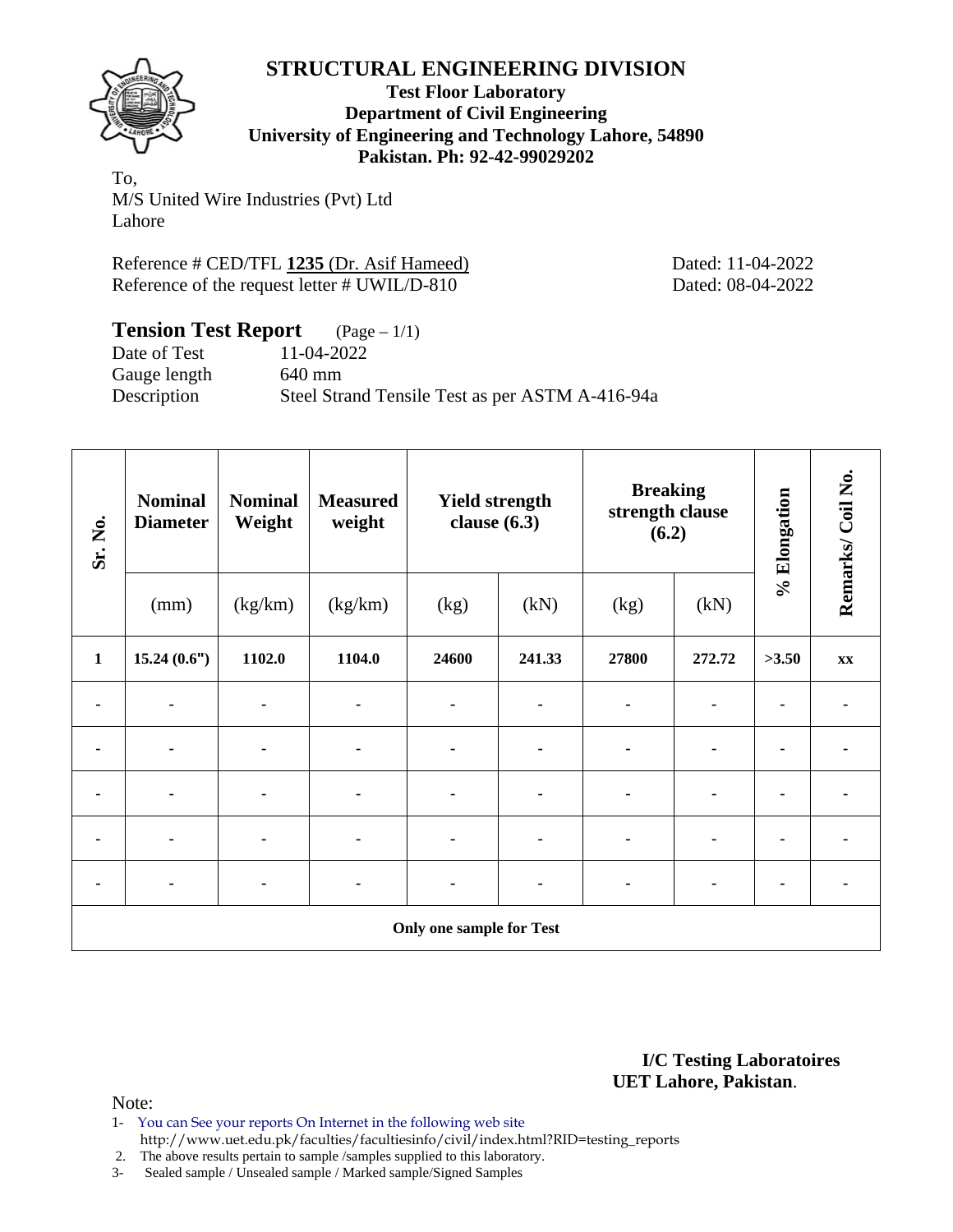# STRUCTURAL ENGINEERING DIVISION

**Test Floor Laboratory**
**Department of Civil Engineering**
**University of Engineering and Technology Lahore, 54890**
**Pakistan. Ph: 92-42-99029202**

To,
M/S United Wire Industries (Pvt) Ltd
Lahore

Reference # CED/TFL **1235** (Dr. Asif Hameed) Dated: 11-04-2022
Reference of the request letter # UWIL/D-810 Dated: 08-04-2022

## Tension Test Report (Page – 1/1)

Date of Test 11-04-2022
Gauge length 640 mm
Description Steel Strand Tensile Test as per ASTM A-416-94a

| Sr. No. | Nominal Diameter | Nominal Weight | Measured weight | Yield strength clause (6.3) | | Breaking strength clause (6.2) | | % Elongation | Remarks/ Coil No. |
|---|---|---|---|---|---|---|---|---|---|
| | (mm) | (kg/km) | (kg/km) | (kg) | (kN) | (kg) | (kN) | | |
| **1** | **15.24 (0.6")** | **1102.0** | **1104.0** | **24600** | **241.33** | **27800** | **272.72** | **>3.50** | **xx** |
| - | - | - | - | - | - | - | - | - | - |
| - | - | - | - | - | - | - | - | - | - |
| - | - | - | - | - | - | - | - | - | - |
| - | - | - | - | - | - | - | - | - | - |
| - | - | - | - | - | - | - | - | - | - |
| **Only one sample for Test** | | | | | | | | | |

**I/C Testing Laboratoires**
**UET Lahore, Pakistan**.

Note:

1- You can See your reports On Internet in the following web site
http://www.uet.edu.pk/faculties/facultiesinfo/civil/index.html?RID=testing_reports
2. The above results pertain to sample /samples supplied to this laboratory.
3- Sealed sample / Unsealed sample / Marked sample/Signed Samples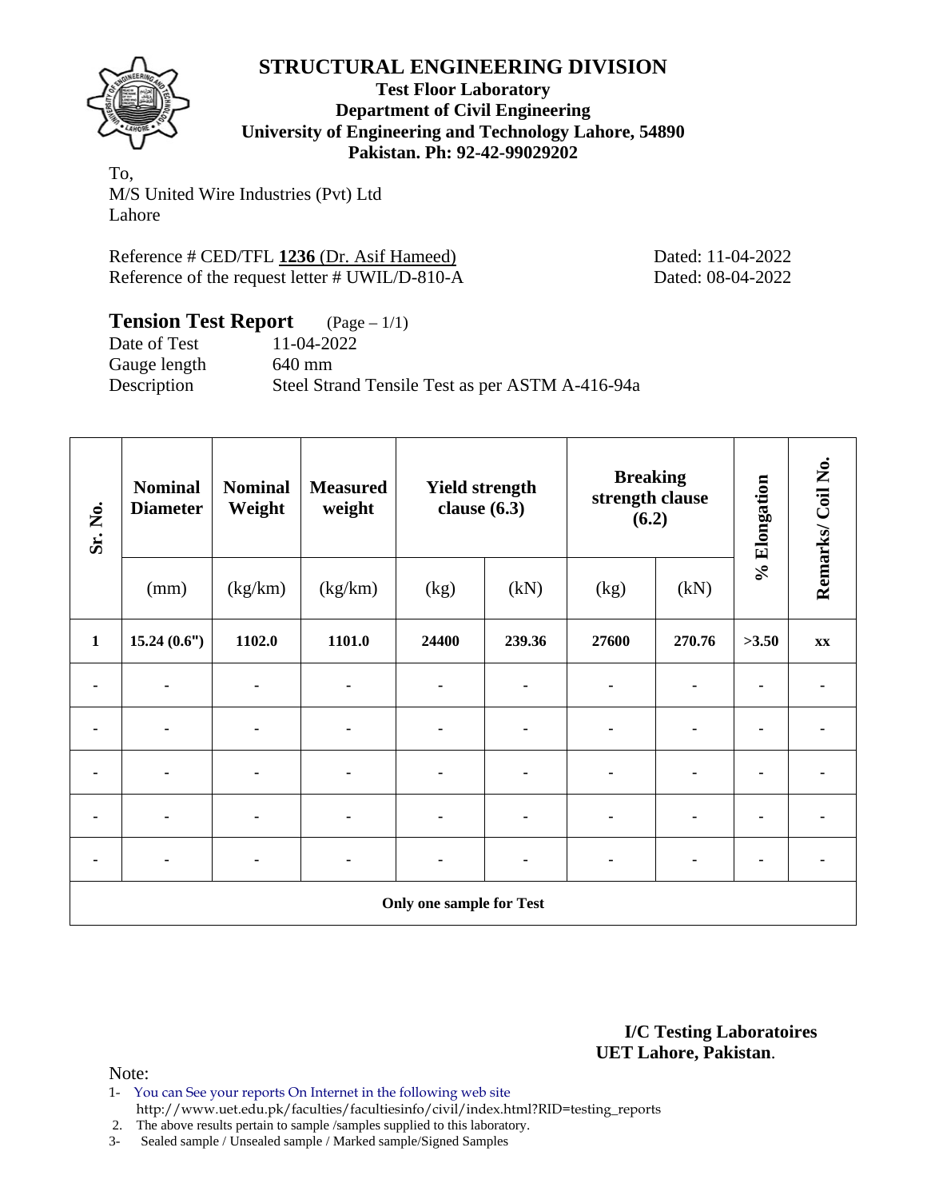# STRUCTURAL ENGINEERING DIVISION

**Test Floor Laboratory**
**Department of Civil Engineering**
**University of Engineering and Technology Lahore, 54890**
**Pakistan. Ph: 92-42-99029202**

To,
M/S United Wire Industries (Pvt) Ltd
Lahore

Reference # CED/TFL **1236** (Dr. Asif Hameed) Dated: 11-04-2022
Reference of the request letter # UWIL/D-810-A Dated: 08-04-2022

## Tension Test Report (Page – 1/1)

Date of Test 11-04-2022
Gauge length 640 mm
Description Steel Strand Tensile Test as per ASTM A-416-94a

| Sr. No. | Nominal Diameter | Nominal Weight | Measured weight | Yield strength clause (6.3) | | Breaking strength clause (6.2) | | % Elongation | Remarks/ Coil No. |
|---|---|---|---|---|---|---|---|---|---|
| | (mm) | (kg/km) | (kg/km) | (kg) | (kN) | (kg) | (kN) | | |
| **1** | **15.24 (0.6")** | **1102.0** | **1101.0** | **24400** | **239.36** | **27600** | **270.76** | **>3.50** | **xx** |
| - | - | - | - | - | - | - | - | - | - |
| - | - | - | - | - | - | - | - | - | - |
| - | - | - | - | - | - | - | - | - | - |
| - | - | - | - | - | - | - | - | - | - |
| - | - | - | - | - | - | - | - | - | - |
| **Only one sample for Test** | | | | | | | | | |

**I/C Testing Laboratoires**
**UET Lahore, Pakistan**.

Note:
1- You can See your reports On Internet in the following web site
http://www.uet.edu.pk/faculties/facultiesinfo/civil/index.html?RID=testing_reports
2. The above results pertain to sample /samples supplied to this laboratory.
3- Sealed sample / Unsealed sample / Marked sample/Signed Samples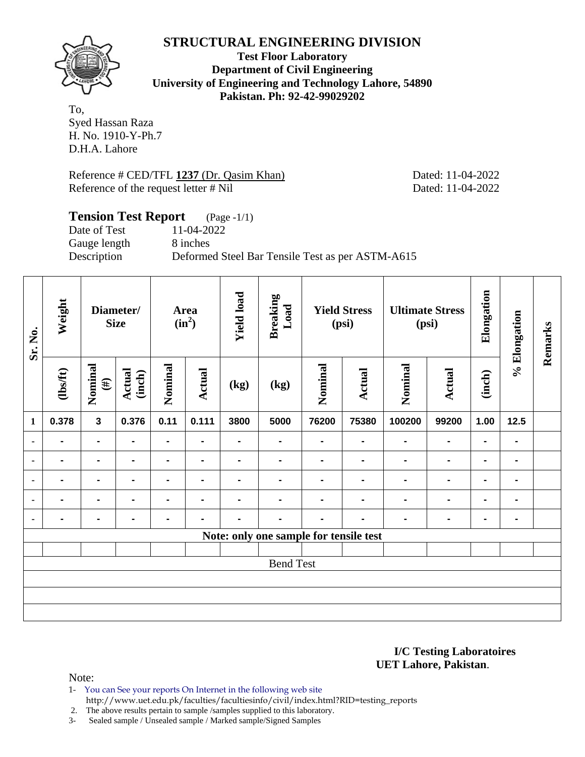# STRUCTURAL ENGINEERING DIVISION

**Test Floor Laboratory**
**Department of Civil Engineering**
**University of Engineering and Technology Lahore, 54890**
**Pakistan. Ph: 92-42-99029202**

To,
Syed Hassan Raza
H. No. 1910-Y-Ph.7
D.H.A. Lahore

Reference # CED/TFL **1237** (Dr. Qasim Khan) Dated: 11-04-2022
Reference of the request letter # Nil Dated: 11-04-2022

## Tension Test Report (Page -1/1)

Date of Test 11-04-2022
Gauge length 8 inches
Description Deformed Steel Bar Tensile Test as per ASTM-A615

| Sr. No. | Weight | Diameter/ Size | | Area ($in^2$) | | Yield load | Breaking Load | Yield Stress (psi) | | Ultimate Stress (psi) | | Elongation | % Elongation | Remarks |
|---|---|---|---|---|---|---|---|---|---|---|---|---|---|---|
| | (lbs/ft) | Nominal (#) | Actual (inch) | Nominal | Actual | (kg) | (kg) | Nominal | Actual | Nominal | Actual | (inch) | | |
| 1 | 0.378 | 3 | 0.376 | 0.11 | 0.111 | 3800 | 5000 | 76200 | 75380 | 100200 | 99200 | 1.00 | 12.5 | |
| - | - | - | - | - | - | - | - | - | - | - | - | - | - | |
| - | - | - | - | - | - | - | - | - | - | - | - | - | - | |
| - | - | - | - | - | - | - | - | - | - | - | - | - | - | |
| - | - | - | - | - | - | - | - | - | - | - | - | - | - | |
| - | - | - | - | - | - | - | - | - | - | - | - | - | - | |
| Note: only one sample for tensile test | | | | | | | | | | | | | | |
| | | | | | | | | | | | | | | |
| Bend Test | | | | | | | | | | | | | | |

**I/C Testing Laboratoires**
**UET Lahore, Pakistan**.

Note:

1- You can See your reports On Internet in the following web site
http://www.uet.edu.pk/faculties/facultiesinfo/civil/index.html?RID=testing_reports
2. The above results pertain to sample /samples supplied to this laboratory.
3- Sealed sample / Unsealed sample / Marked sample/Signed Samples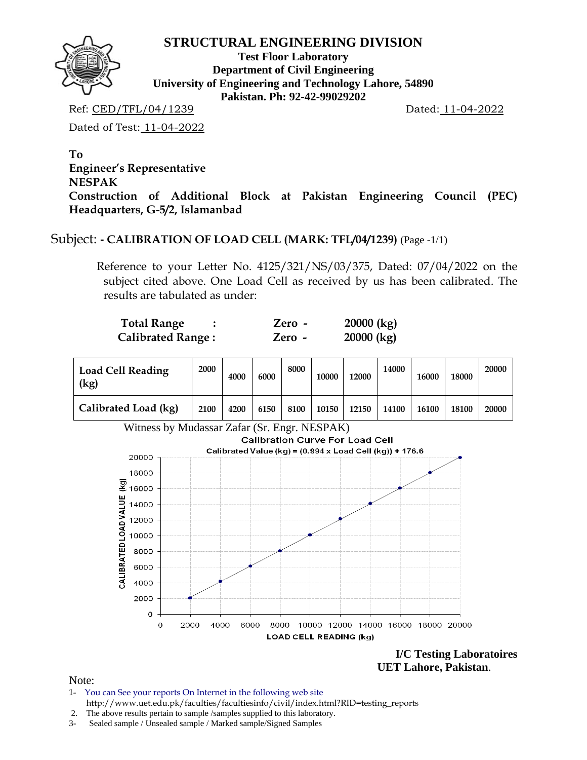# STRUCTURAL ENGINEERING DIVISION

**Test Floor Laboratory**
**Department of Civil Engineering**
**University of Engineering and Technology Lahore, 54890**
**Pakistan. Ph: 92-42-99029202**

Ref: CED/TFL/04/1239 Dated: 11-04-2022

Dated of Test: 11-04-2022

**To**
**Engineer's Representative**
**NESPAK**
**Construction of Additional Block at Pakistan Engineering Council (PEC) Headquarters, G-5/2, Islamanbad**

Subject: **- CALIBRATION OF LOAD CELL (MARK: TFL/04/1239)** (Page -1/1)

Reference to your Letter No. 4125/321/NS/03/375, Dated: 07/04/2022 on the subject cited above. One Load Cell as received by us has been calibrated. The results are tabulated as under:

| | | |
|---|---|---|
| **Total Range :** | **Zero -** | **20000 (kg)** |
| **Calibrated Range :** | **Zero -** | **20000 (kg)** |

| **Load Cell Reading (kg)** | 2000 | 4000 | 6000 | 8000 | 10000 | 12000 | 14000 | 16000 | 18000 | 20000 |
|---|---|---|---|---|---|---|---|---|---|---|
| **Calibrated Load (kg)** | 2100 | 4200 | 6150 | 8100 | 10150 | 12150 | 14100 | 16100 | 18100 | 20000 |

Witness by Mudassar Zafar (Sr. Engr. NESPAK)

Calibration Curve For Load Cell

Calibrated Value (kg) = (0.994 x Load Cell (kg)) + 176.6

**I/C Testing Laboratoires**
**UET Lahore, Pakistan**.

Note:

1- You can See your reports On Internet in the following web site
http://www.uet.edu.pk/faculties/facultiesinfo/civil/index.html?RID=testing_reports
2. The above results pertain to sample /samples supplied to this laboratory.
3- Sealed sample / Unsealed sample / Marked sample/Signed Samples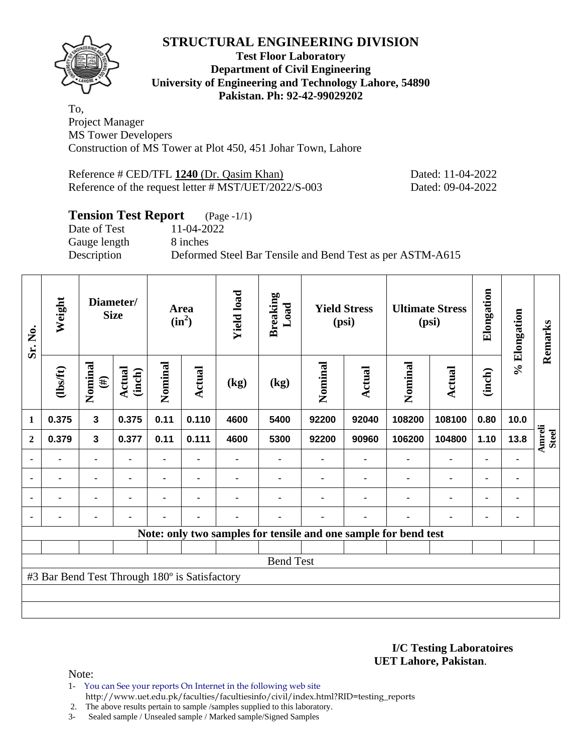# STRUCTURAL ENGINEERING DIVISION

**Test Floor Laboratory**
**Department of Civil Engineering**
**University of Engineering and Technology Lahore, 54890**
**Pakistan. Ph: 92-42-99029202**

To,
Project Manager
MS Tower Developers
Construction of MS Tower at Plot 450, 451 Johar Town, Lahore

Reference # CED/TFL **1240** (Dr. Qasim Khan) Dated: 11-04-2022
Reference of the request letter # MST/UET/2022/S-003 Dated: 09-04-2022

## Tension Test Report (Page -1/1)

Date of Test 11-04-2022
Gauge length 8 inches
Description Deformed Steel Bar Tensile and Bend Test as per ASTM-A615

| Sr. No. | Weight | Diameter/ Size | | Area ($in^2$) | | Yield load | Breaking Load | Yield Stress (psi) | | Ultimate Stress (psi) | | Elongation | % Elongation | Remarks |
|---|---|---|---|---|---|---|---|---|---|---|---|---|---|---|
| | (lbs/ft) | Nominal (#) | Actual (inch) | Nominal | Actual | (kg) | (kg) | Nominal | Actual | Nominal | Actual | (inch) | | |
| 1 | 0.375 | 3 | 0.375 | 0.11 | 0.110 | 4600 | 5400 | 92200 | 92040 | 108200 | 108100 | 0.80 | 10.0 | Amreli Steel |
| 2 | 0.379 | 3 | 0.377 | 0.11 | 0.111 | 4600 | 5300 | 92200 | 90960 | 106200 | 104800 | 1.10 | 13.8 | |
| - | - | - | - | - | - | - | - | - | - | - | - | - | - | |
| - | - | - | - | - | - | - | - | - | - | - | - | - | - | |
| - | - | - | - | - | - | - | - | - | - | - | - | - | - | |
| - | - | - | - | - | - | - | - | - | - | - | - | - | - | |

**Note: only two samples for tensile and one sample for bend test**

Bend Test

#3 Bar Bend Test Through 180º is Satisfactory

**I/C Testing Laboratoires**
**UET Lahore, Pakistan**.

Note:

1- You can See your reports On Internet in the following web site
http://www.uet.edu.pk/faculties/facultiesinfo/civil/index.html?RID=testing_reports
2. The above results pertain to sample /samples supplied to this laboratory.
3- Sealed sample / Unsealed sample / Marked sample/Signed Samples